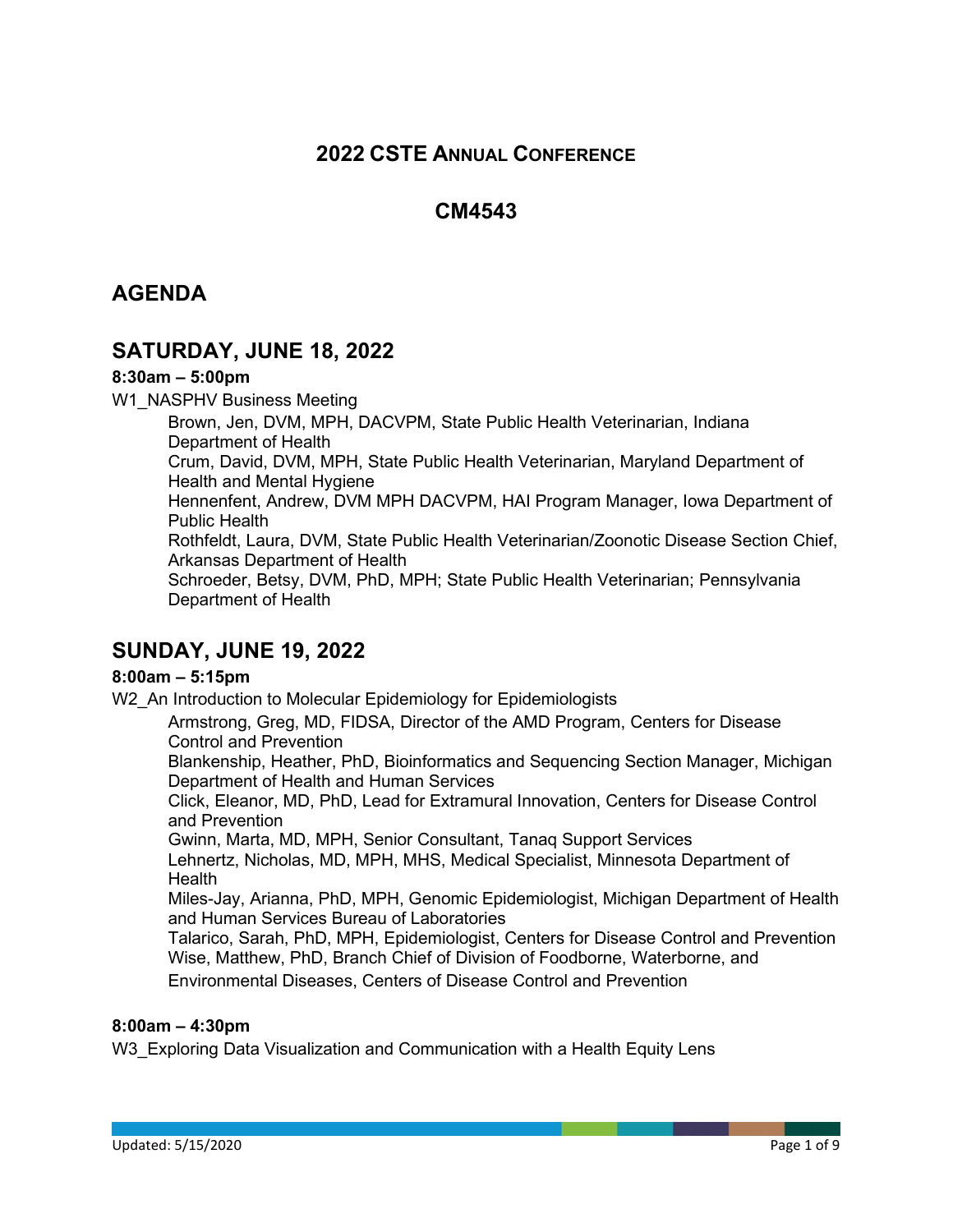# 2022 CSTE Annual Conference

# CM4543

## AGENDA

## SATURDAY, JUNE 18, 2022

**8:30am – 5:00pm**

W1_NASPHV Business Meeting

- Brown, Jen, DVM, MPH, DACVPM, State Public Health Veterinarian, Indiana Department of Health
- Crum, David, DVM, MPH, State Public Health Veterinarian, Maryland Department of Health and Mental Hygiene
- Hennenfent, Andrew, DVM MPH DACVPM, HAI Program Manager, Iowa Department of Public Health
- Rothfeldt, Laura, DVM, State Public Health Veterinarian/Zoonotic Disease Section Chief, Arkansas Department of Health
- Schroeder, Betsy, DVM, PhD, MPH; State Public Health Veterinarian; Pennsylvania Department of Health

## SUNDAY, JUNE 19, 2022

**8:00am – 5:15pm**

W2_An Introduction to Molecular Epidemiology for Epidemiologists

- Armstrong, Greg, MD, FIDSA, Director of the AMD Program, Centers for Disease Control and Prevention
- Blankenship, Heather, PhD, Bioinformatics and Sequencing Section Manager, Michigan Department of Health and Human Services
- Click, Eleanor, MD, PhD, Lead for Extramural Innovation, Centers for Disease Control and Prevention
- Gwinn, Marta, MD, MPH, Senior Consultant, Tanaq Support Services
- Lehnertz, Nicholas, MD, MPH, MHS, Medical Specialist, Minnesota Department of Health
- Miles-Jay, Arianna, PhD, MPH, Genomic Epidemiologist, Michigan Department of Health and Human Services Bureau of Laboratories
- Talarico, Sarah, PhD, MPH, Epidemiologist, Centers for Disease Control and Prevention
- Wise, Matthew, PhD, Branch Chief of Division of Foodborne, Waterborne, and Environmental Diseases, Centers of Disease Control and Prevention

**8:00am – 4:30pm**

W3_Exploring Data Visualization and Communication with a Health Equity Lens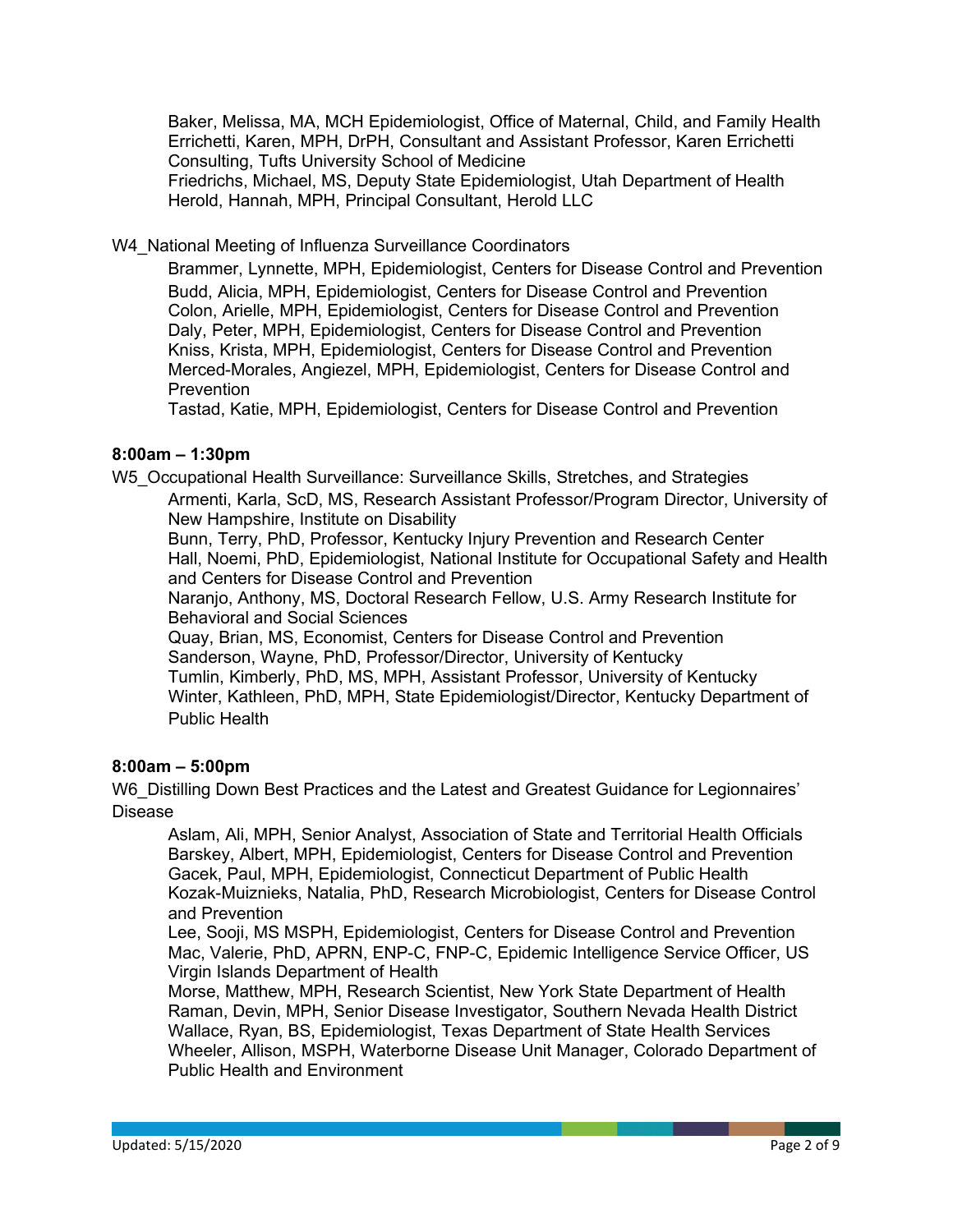Baker, Melissa, MA, MCH Epidemiologist, Office of Maternal, Child, and Family Health
Errichetti, Karen, MPH, DrPH, Consultant and Assistant Professor, Karen Errichetti Consulting, Tufts University School of Medicine
Friedrichs, Michael, MS, Deputy State Epidemiologist, Utah Department of Health
Herold, Hannah, MPH, Principal Consultant, Herold LLC

W4_National Meeting of Influenza Surveillance Coordinators

Brammer, Lynnette, MPH, Epidemiologist, Centers for Disease Control and Prevention
Budd, Alicia, MPH, Epidemiologist, Centers for Disease Control and Prevention
Colon, Arielle, MPH, Epidemiologist, Centers for Disease Control and Prevention
Daly, Peter, MPH, Epidemiologist, Centers for Disease Control and Prevention
Kniss, Krista, MPH, Epidemiologist, Centers for Disease Control and Prevention
Merced-Morales, Angiezel, MPH, Epidemiologist, Centers for Disease Control and Prevention
Tastad, Katie, MPH, Epidemiologist, Centers for Disease Control and Prevention

**8:00am – 1:30pm**

W5_Occupational Health Surveillance: Surveillance Skills, Stretches, and Strategies

Armenti, Karla, ScD, MS, Research Assistant Professor/Program Director, University of New Hampshire, Institute on Disability
Bunn, Terry, PhD, Professor, Kentucky Injury Prevention and Research Center
Hall, Noemi, PhD, Epidemiologist, National Institute for Occupational Safety and Health and Centers for Disease Control and Prevention
Naranjo, Anthony, MS, Doctoral Research Fellow, U.S. Army Research Institute for Behavioral and Social Sciences
Quay, Brian, MS, Economist, Centers for Disease Control and Prevention
Sanderson, Wayne, PhD, Professor/Director, University of Kentucky
Tumlin, Kimberly, PhD, MS, MPH, Assistant Professor, University of Kentucky
Winter, Kathleen, PhD, MPH, State Epidemiologist/Director, Kentucky Department of Public Health

**8:00am – 5:00pm**

W6_Distilling Down Best Practices and the Latest and Greatest Guidance for Legionnaires' Disease

Aslam, Ali, MPH, Senior Analyst, Association of State and Territorial Health Officials
Barskey, Albert, MPH, Epidemiologist, Centers for Disease Control and Prevention
Gacek, Paul, MPH, Epidemiologist, Connecticut Department of Public Health
Kozak-Muiznieks, Natalia, PhD, Research Microbiologist, Centers for Disease Control and Prevention
Lee, Sooji, MS MSPH, Epidemiologist, Centers for Disease Control and Prevention
Mac, Valerie, PhD, APRN, ENP-C, FNP-C, Epidemic Intelligence Service Officer, US Virgin Islands Department of Health
Morse, Matthew, MPH, Research Scientist, New York State Department of Health
Raman, Devin, MPH, Senior Disease Investigator, Southern Nevada Health District
Wallace, Ryan, BS, Epidemiologist, Texas Department of State Health Services
Wheeler, Allison, MSPH, Waterborne Disease Unit Manager, Colorado Department of Public Health and Environment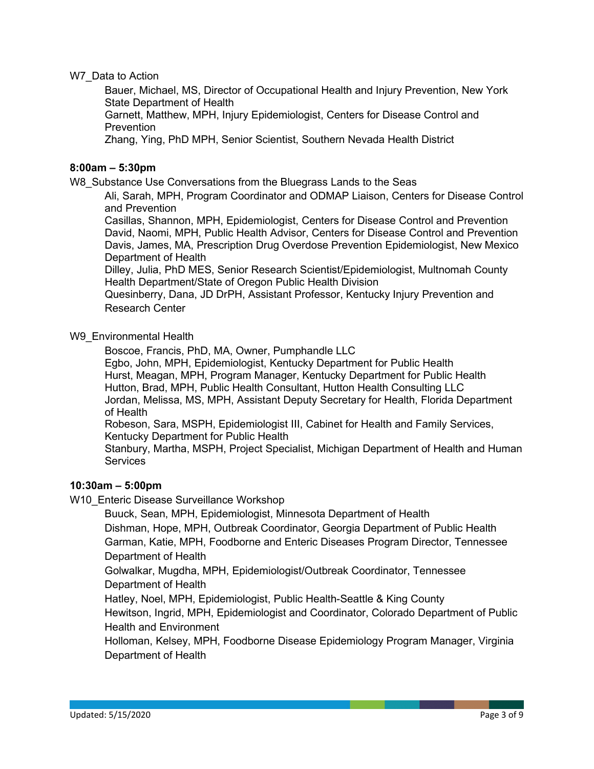W7_Data to Action

- Bauer, Michael, MS, Director of Occupational Health and Injury Prevention, New York State Department of Health
- Garnett, Matthew, MPH, Injury Epidemiologist, Centers for Disease Control and Prevention
- Zhang, Ying, PhD MPH, Senior Scientist, Southern Nevada Health District

**8:00am – 5:30pm**

W8_Substance Use Conversations from the Bluegrass Lands to the Seas

- Ali, Sarah, MPH, Program Coordinator and ODMAP Liaison, Centers for Disease Control and Prevention
- Casillas, Shannon, MPH, Epidemiologist, Centers for Disease Control and Prevention
- David, Naomi, MPH, Public Health Advisor, Centers for Disease Control and Prevention
- Davis, James, MA, Prescription Drug Overdose Prevention Epidemiologist, New Mexico Department of Health
- Dilley, Julia, PhD MES, Senior Research Scientist/Epidemiologist, Multnomah County Health Department/State of Oregon Public Health Division
- Quesinberry, Dana, JD DrPH, Assistant Professor, Kentucky Injury Prevention and Research Center

W9_Environmental Health

- Boscoe, Francis, PhD, MA, Owner, Pumphandle LLC
- Egbo, John, MPH, Epidemiologist, Kentucky Department for Public Health
- Hurst, Meagan, MPH, Program Manager, Kentucky Department for Public Health
- Hutton, Brad, MPH, Public Health Consultant, Hutton Health Consulting LLC
- Jordan, Melissa, MS, MPH, Assistant Deputy Secretary for Health, Florida Department of Health
- Robeson, Sara, MSPH, Epidemiologist III, Cabinet for Health and Family Services, Kentucky Department for Public Health
- Stanbury, Martha, MSPH, Project Specialist, Michigan Department of Health and Human Services

**10:30am – 5:00pm**

W10_Enteric Disease Surveillance Workshop

- Buuck, Sean, MPH, Epidemiologist, Minnesota Department of Health
- Dishman, Hope, MPH, Outbreak Coordinator, Georgia Department of Public Health
- Garman, Katie, MPH, Foodborne and Enteric Diseases Program Director, Tennessee Department of Health
- Golwalkar, Mugdha, MPH, Epidemiologist/Outbreak Coordinator, Tennessee Department of Health
- Hatley, Noel, MPH, Epidemiologist, Public Health-Seattle & King County
- Hewitson, Ingrid, MPH, Epidemiologist and Coordinator, Colorado Department of Public Health and Environment
- Holloman, Kelsey, MPH, Foodborne Disease Epidemiology Program Manager, Virginia Department of Health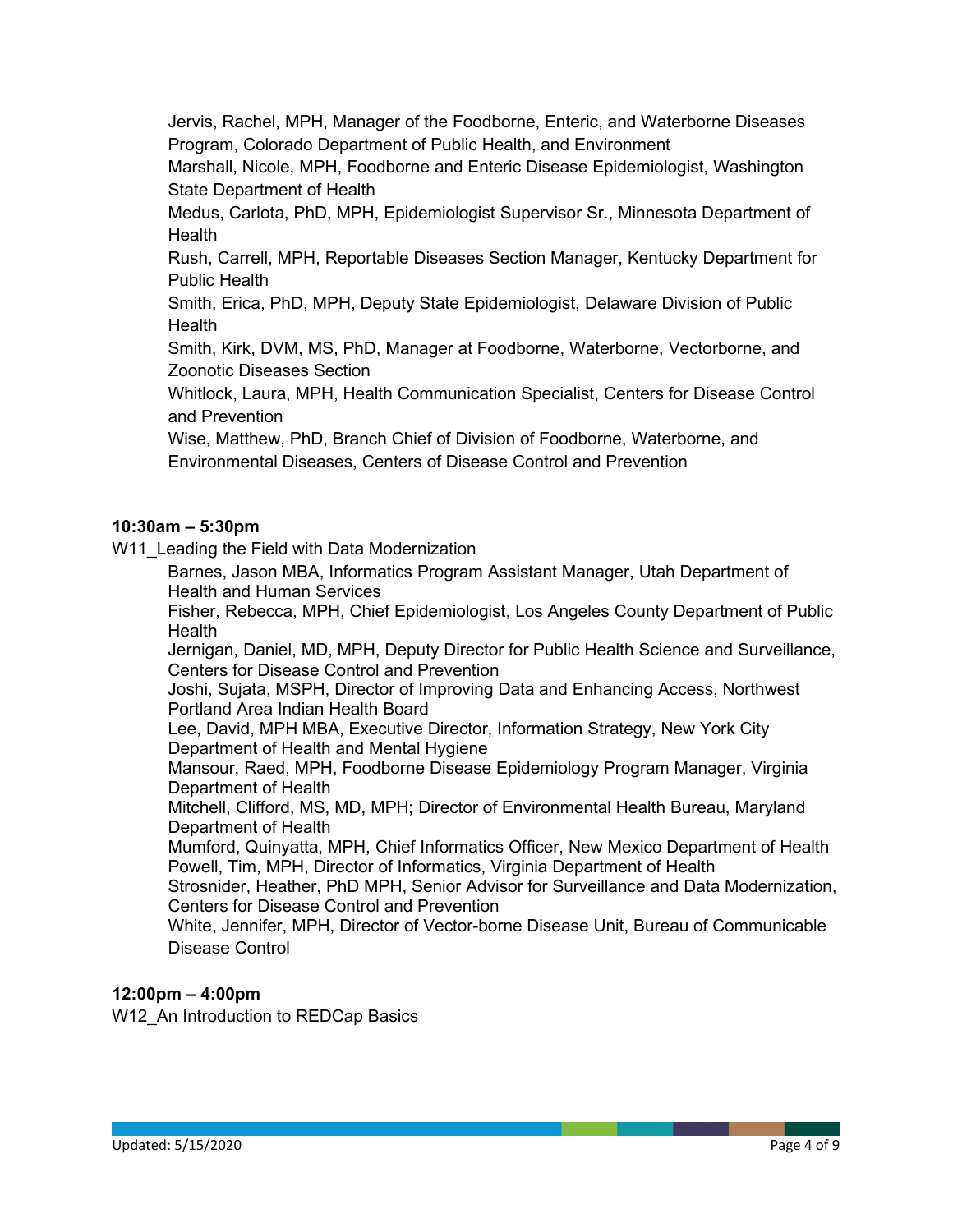Jervis, Rachel, MPH, Manager of the Foodborne, Enteric, and Waterborne Diseases Program, Colorado Department of Public Health, and Environment
Marshall, Nicole, MPH, Foodborne and Enteric Disease Epidemiologist, Washington State Department of Health
Medus, Carlota, PhD, MPH, Epidemiologist Supervisor Sr., Minnesota Department of Health
Rush, Carrell, MPH, Reportable Diseases Section Manager, Kentucky Department for Public Health
Smith, Erica, PhD, MPH, Deputy State Epidemiologist, Delaware Division of Public Health
Smith, Kirk, DVM, MS, PhD, Manager at Foodborne, Waterborne, Vectorborne, and Zoonotic Diseases Section
Whitlock, Laura, MPH, Health Communication Specialist, Centers for Disease Control and Prevention
Wise, Matthew, PhD, Branch Chief of Division of Foodborne, Waterborne, and Environmental Diseases, Centers of Disease Control and Prevention

**10:30am – 5:30pm**

W11_Leading the Field with Data Modernization

Barnes, Jason MBA, Informatics Program Assistant Manager, Utah Department of Health and Human Services
Fisher, Rebecca, MPH, Chief Epidemiologist, Los Angeles County Department of Public Health
Jernigan, Daniel, MD, MPH, Deputy Director for Public Health Science and Surveillance, Centers for Disease Control and Prevention
Joshi, Sujata, MSPH, Director of Improving Data and Enhancing Access, Northwest Portland Area Indian Health Board
Lee, David, MPH MBA, Executive Director, Information Strategy, New York City Department of Health and Mental Hygiene
Mansour, Raed, MPH, Foodborne Disease Epidemiology Program Manager, Virginia Department of Health
Mitchell, Clifford, MS, MD, MPH; Director of Environmental Health Bureau, Maryland Department of Health
Mumford, Quinyatta, MPH, Chief Informatics Officer, New Mexico Department of Health
Powell, Tim, MPH, Director of Informatics, Virginia Department of Health
Strosnider, Heather, PhD MPH, Senior Advisor for Surveillance and Data Modernization, Centers for Disease Control and Prevention
White, Jennifer, MPH, Director of Vector-borne Disease Unit, Bureau of Communicable Disease Control

**12:00pm – 4:00pm**

W12_An Introduction to REDCap Basics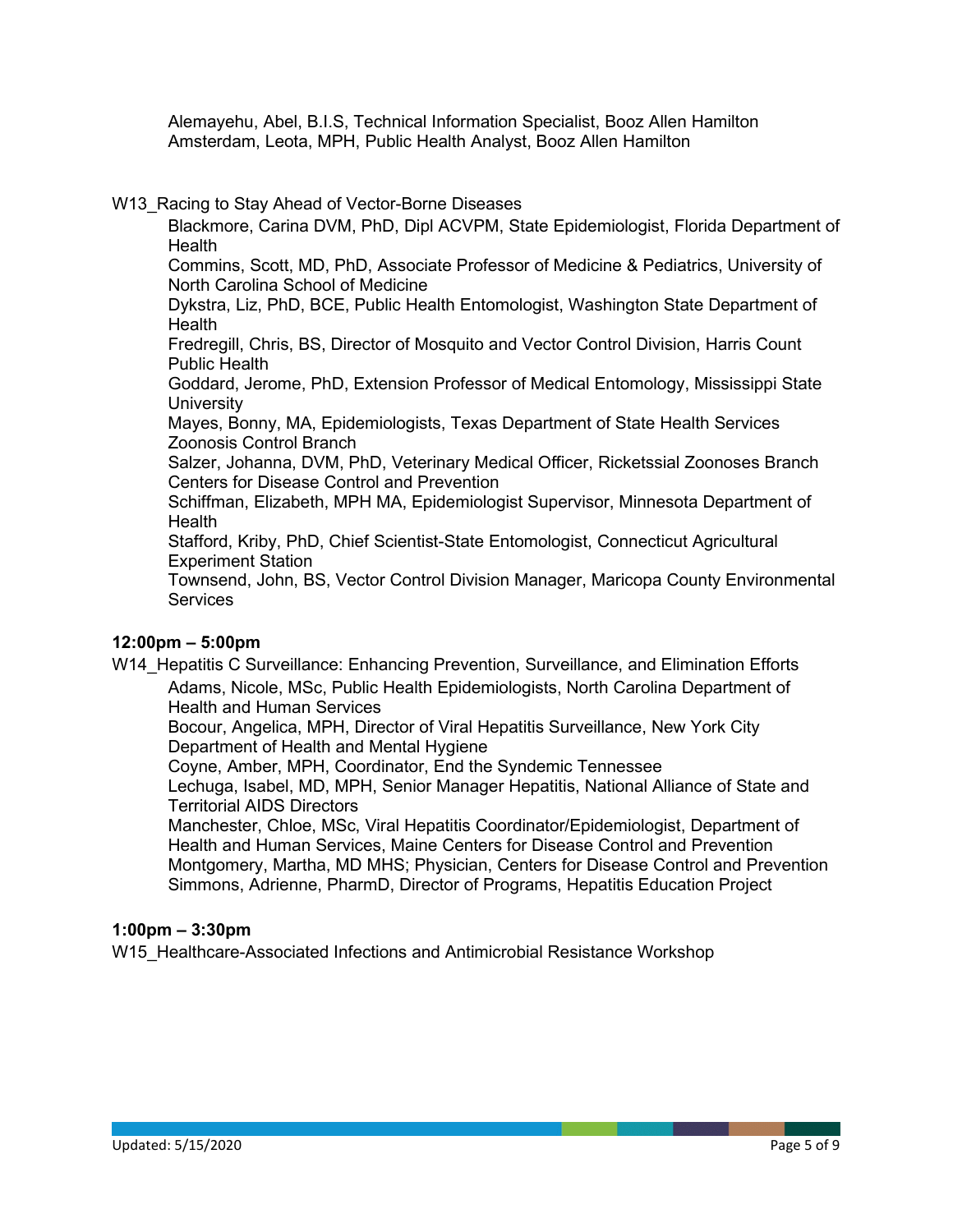Alemayehu, Abel, B.I.S, Technical Information Specialist, Booz Allen Hamilton
Amsterdam, Leota, MPH, Public Health Analyst, Booz Allen Hamilton

W13_Racing to Stay Ahead of Vector-Borne Diseases

- Blackmore, Carina DVM, PhD, Dipl ACVPM, State Epidemiologist, Florida Department of Health
- Commins, Scott, MD, PhD, Associate Professor of Medicine & Pediatrics, University of North Carolina School of Medicine
- Dykstra, Liz, PhD, BCE, Public Health Entomologist, Washington State Department of Health
- Fredregill, Chris, BS, Director of Mosquito and Vector Control Division, Harris Count Public Health
- Goddard, Jerome, PhD, Extension Professor of Medical Entomology, Mississippi State University
- Mayes, Bonny, MA, Epidemiologists, Texas Department of State Health Services Zoonosis Control Branch
- Salzer, Johanna, DVM, PhD, Veterinary Medical Officer, Ricketssial Zoonoses Branch Centers for Disease Control and Prevention
- Schiffman, Elizabeth, MPH MA, Epidemiologist Supervisor, Minnesota Department of Health
- Stafford, Kriby, PhD, Chief Scientist-State Entomologist, Connecticut Agricultural Experiment Station
- Townsend, John, BS, Vector Control Division Manager, Maricopa County Environmental Services

**12:00pm – 5:00pm**

W14_Hepatitis C Surveillance: Enhancing Prevention, Surveillance, and Elimination Efforts

- Adams, Nicole, MSc, Public Health Epidemiologists, North Carolina Department of Health and Human Services
- Bocour, Angelica, MPH, Director of Viral Hepatitis Surveillance, New York City Department of Health and Mental Hygiene
- Coyne, Amber, MPH, Coordinator, End the Syndemic Tennessee
- Lechuga, Isabel, MD, MPH, Senior Manager Hepatitis, National Alliance of State and Territorial AIDS Directors
- Manchester, Chloe, MSc, Viral Hepatitis Coordinator/Epidemiologist, Department of Health and Human Services, Maine Centers for Disease Control and Prevention
- Montgomery, Martha, MD MHS; Physician, Centers for Disease Control and Prevention
- Simmons, Adrienne, PharmD, Director of Programs, Hepatitis Education Project

**1:00pm – 3:30pm**

W15_Healthcare-Associated Infections and Antimicrobial Resistance Workshop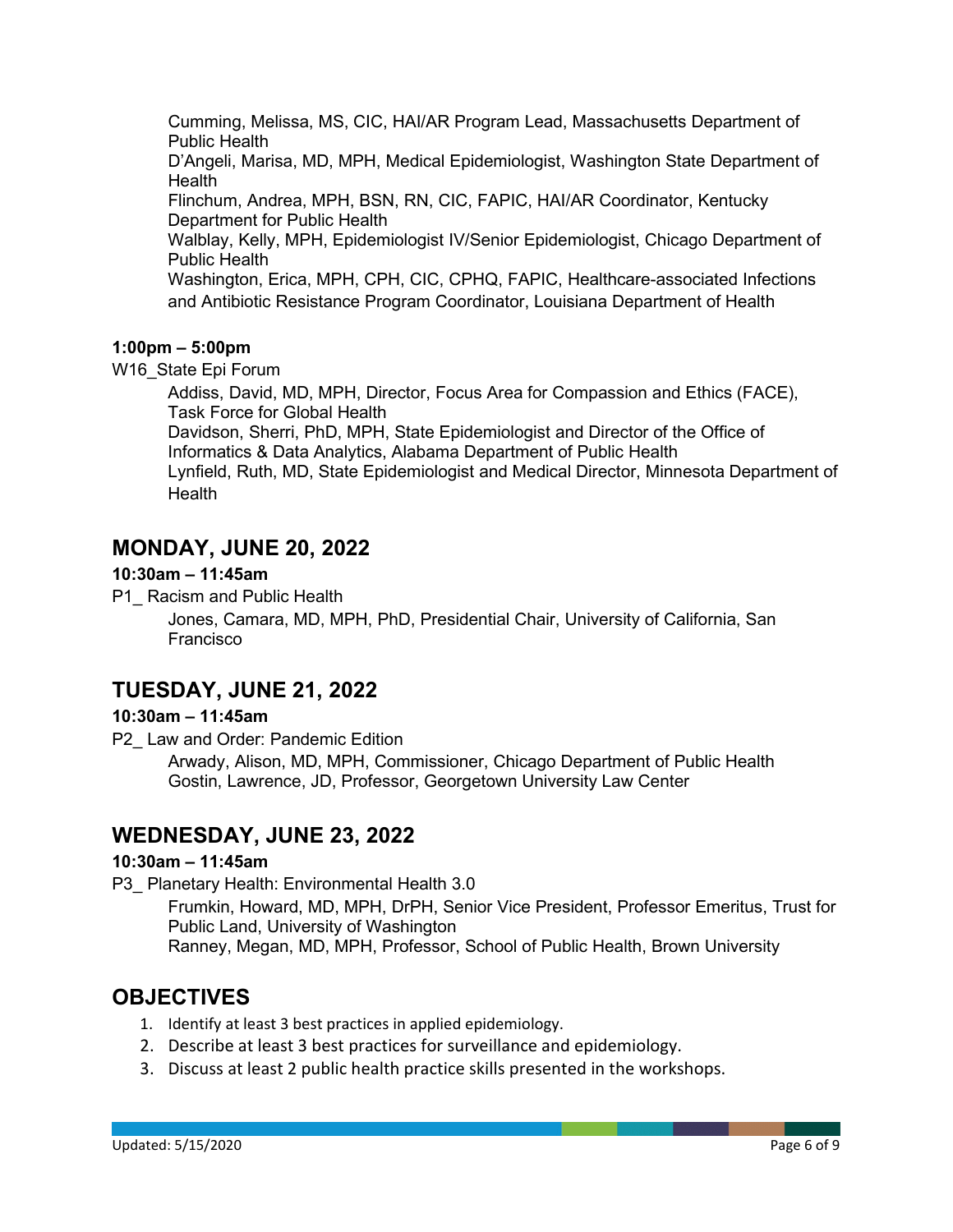Cumming, Melissa, MS, CIC, HAI/AR Program Lead, Massachusetts Department of Public Health
D'Angeli, Marisa, MD, MPH, Medical Epidemiologist, Washington State Department of Health
Flinchum, Andrea, MPH, BSN, RN, CIC, FAPIC, HAI/AR Coordinator, Kentucky Department for Public Health
Walblay, Kelly, MPH, Epidemiologist IV/Senior Epidemiologist, Chicago Department of Public Health
Washington, Erica, MPH, CPH, CIC, CPHQ, FAPIC, Healthcare-associated Infections and Antibiotic Resistance Program Coordinator, Louisiana Department of Health

**1:00pm – 5:00pm**

W16_State Epi Forum

Addiss, David, MD, MPH, Director, Focus Area for Compassion and Ethics (FACE), Task Force for Global Health
Davidson, Sherri, PhD, MPH, State Epidemiologist and Director of the Office of Informatics & Data Analytics, Alabama Department of Public Health
Lynfield, Ruth, MD, State Epidemiologist and Medical Director, Minnesota Department of Health

## MONDAY, JUNE 20, 2022

**10:30am – 11:45am**

P1_ Racism and Public Health

Jones, Camara, MD, MPH, PhD, Presidential Chair, University of California, San Francisco

## TUESDAY, JUNE 21, 2022

**10:30am – 11:45am**

P2_ Law and Order: Pandemic Edition

Arwady, Alison, MD, MPH, Commissioner, Chicago Department of Public Health
Gostin, Lawrence, JD, Professor, Georgetown University Law Center

## WEDNESDAY, JUNE 23, 2022

**10:30am – 11:45am**

P3_ Planetary Health: Environmental Health 3.0

Frumkin, Howard, MD, MPH, DrPH, Senior Vice President, Professor Emeritus, Trust for Public Land, University of Washington
Ranney, Megan, MD, MPH, Professor, School of Public Health, Brown University

## OBJECTIVES

1. Identify at least 3 best practices in applied epidemiology.
2. Describe at least 3 best practices for surveillance and epidemiology.
3. Discuss at least 2 public health practice skills presented in the workshops.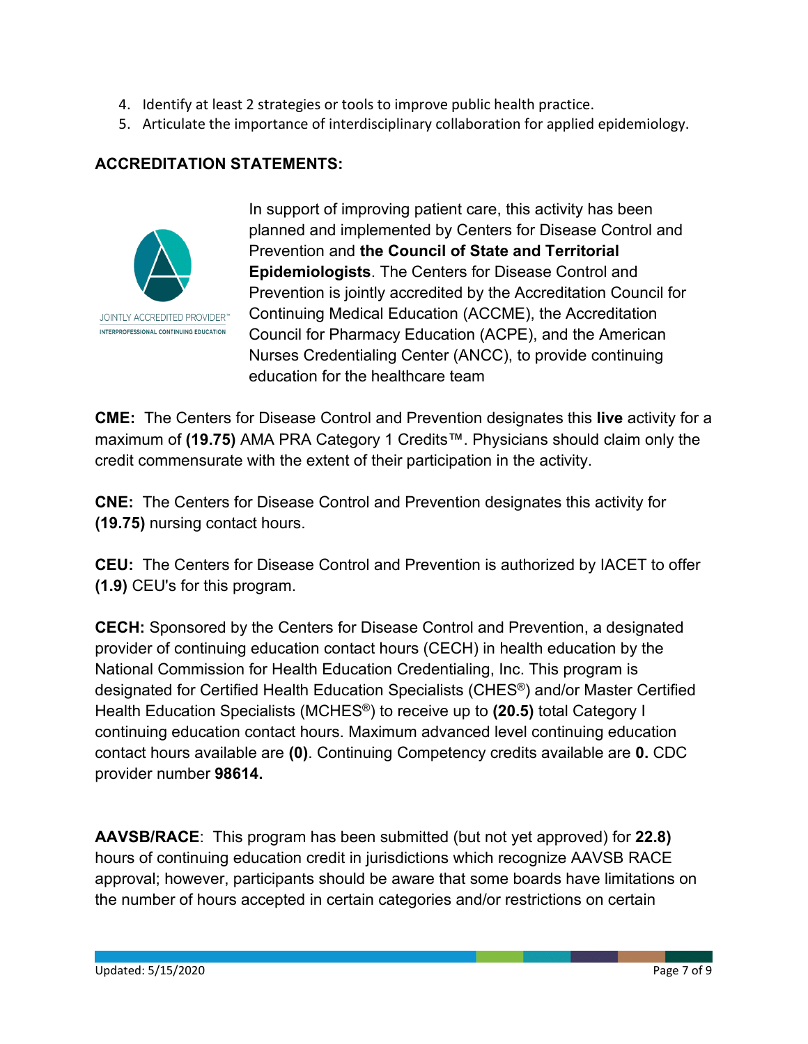4. Identify at least 2 strategies or tools to improve public health practice.
5. Articulate the importance of interdisciplinary collaboration for applied epidemiology.

**ACCREDITATION STATEMENTS:**

JOINTLY ACCREDITED PROVIDER™
INTERPROFESSIONAL CONTINUING EDUCATION

In support of improving patient care, this activity has been planned and implemented by Centers for Disease Control and Prevention and **the Council of State and Territorial Epidemiologists**. The Centers for Disease Control and Prevention is jointly accredited by the Accreditation Council for Continuing Medical Education (ACCME), the Accreditation Council for Pharmacy Education (ACPE), and the American Nurses Credentialing Center (ANCC), to provide continuing education for the healthcare team

**CME:** The Centers for Disease Control and Prevention designates this **live** activity for a maximum of **(19.75)** AMA PRA Category 1 Credits™. Physicians should claim only the credit commensurate with the extent of their participation in the activity.

**CNE:** The Centers for Disease Control and Prevention designates this activity for **(19.75)** nursing contact hours.

**CEU:** The Centers for Disease Control and Prevention is authorized by IACET to offer **(1.9)** CEU's for this program.

**CECH:** Sponsored by the Centers for Disease Control and Prevention, a designated provider of continuing education contact hours (CECH) in health education by the National Commission for Health Education Credentialing, Inc. This program is designated for Certified Health Education Specialists (CHES®) and/or Master Certified Health Education Specialists (MCHES®) to receive up to **(20.5)** total Category I continuing education contact hours. Maximum advanced level continuing education contact hours available are **(0)**. Continuing Competency credits available are **0.** CDC provider number **98614.**

**AAVSB/RACE**: This program has been submitted (but not yet approved) for **22.8)** hours of continuing education credit in jurisdictions which recognize AAVSB RACE approval; however, participants should be aware that some boards have limitations on the number of hours accepted in certain categories and/or restrictions on certain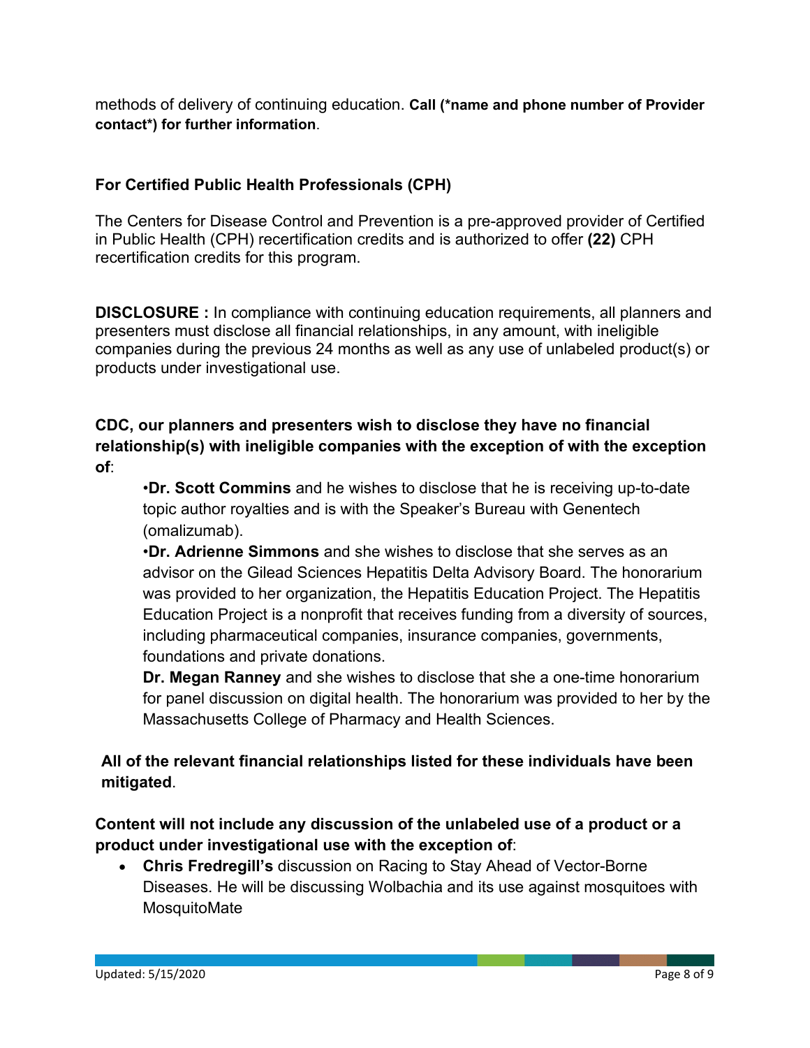methods of delivery of continuing education. **Call (*name and phone number of Provider contact*) for further information**.

**For Certified Public Health Professionals (CPH)**

The Centers for Disease Control and Prevention is a pre-approved provider of Certified in Public Health (CPH) recertification credits and is authorized to offer **(22)** CPH recertification credits for this program.

**DISCLOSURE :** In compliance with continuing education requirements, all planners and presenters must disclose all financial relationships, in any amount, with ineligible companies during the previous 24 months as well as any use of unlabeled product(s) or products under investigational use.

**CDC, our planners and presenters wish to disclose they have no financial relationship(s) with ineligible companies with the exception of with the exception of**:

•**Dr. Scott Commins** and he wishes to disclose that he is receiving up-to-date topic author royalties and is with the Speaker's Bureau with Genentech (omalizumab).

•**Dr. Adrienne Simmons** and she wishes to disclose that she serves as an advisor on the Gilead Sciences Hepatitis Delta Advisory Board. The honorarium was provided to her organization, the Hepatitis Education Project. The Hepatitis Education Project is a nonprofit that receives funding from a diversity of sources, including pharmaceutical companies, insurance companies, governments, foundations and private donations.

**Dr. Megan Ranney** and she wishes to disclose that she a one-time honorarium for panel discussion on digital health. The honorarium was provided to her by the Massachusetts College of Pharmacy and Health Sciences.

**All of the relevant financial relationships listed for these individuals have been mitigated**.

**Content will not include any discussion of the unlabeled use of a product or a product under investigational use with the exception of**:

- **Chris Fredregill's** discussion on Racing to Stay Ahead of Vector-Borne Diseases. He will be discussing Wolbachia and its use against mosquitoes with MosquitoMate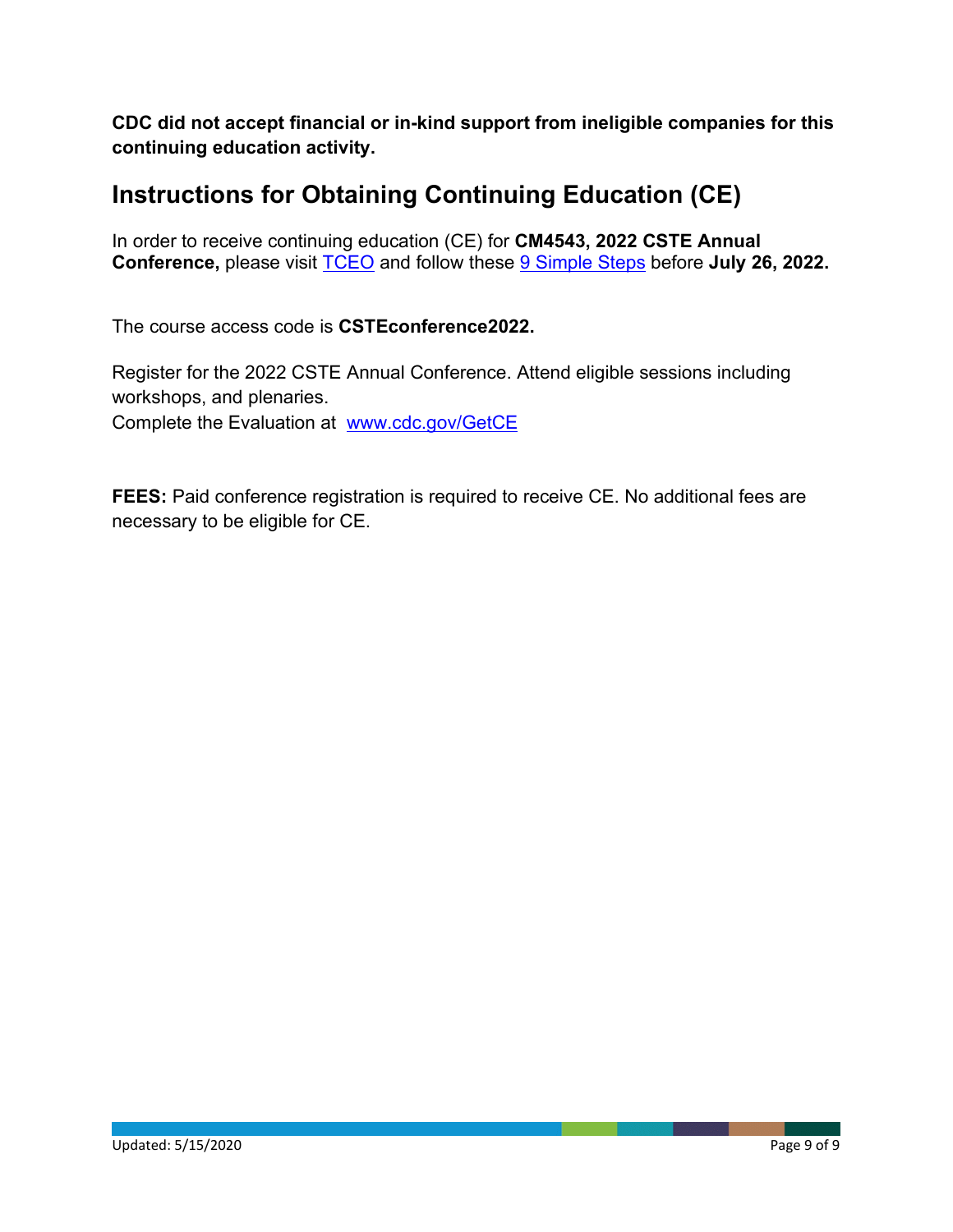**CDC did not accept financial or in-kind support from ineligible companies for this continuing education activity.**

## Instructions for Obtaining Continuing Education (CE)

In order to receive continuing education (CE) for **CM4543, 2022 CSTE Annual Conference,** please visit TCEO and follow these 9 Simple Steps before **July 26, 2022.**

The course access code is **CSTEconference2022.**

Register for the 2022 CSTE Annual Conference. Attend eligible sessions including workshops, and plenaries.
Complete the Evaluation at www.cdc.gov/GetCE

**FEES:** Paid conference registration is required to receive CE. No additional fees are necessary to be eligible for CE.

Updated: 5/15/2020